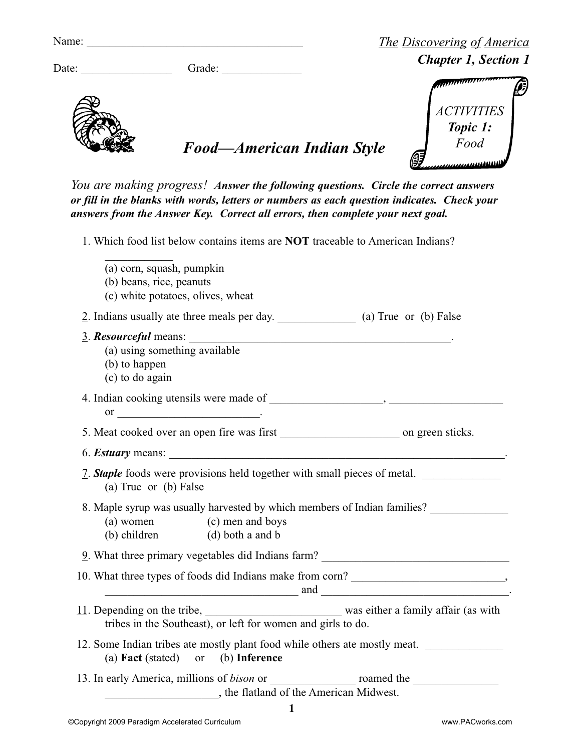Name: ______________________________________

Date: _______________ Grade: _____________

*The Discovering of America*
**Chapter 1, Section 1**

*ACTIVITIES*
***Topic 1:***
*Food*

## *Food—American Indian Style*

*You are making progress!* ***Answer the following questions. Circle the correct answers or fill in the blanks with words, letters or numbers as each question indicates. Check your answers from the Answer Key. Correct all errors, then complete your next goal.***

1. Which food list below contains items are **NOT** traceable to American Indians? ____________
   (a) corn, squash, pumpkin
   (b) beans, rice, peanuts
   (c) white potatoes, olives, wheat

2. Indians usually ate three meals per day. _____________ (a) True or (b) False

3. ***Resourceful*** means: _______________________________________________.
   (a) using something available
   (b) to happen
   (c) to do again

4. Indian cooking utensils were made of ___________________, ___________________ or _________________________.

5. Meat cooked over an open fire was first ____________________ on green sticks.

6. ***Estuary*** means: ______________________________________________________________.

7. ***Staple*** foods were provisions held together with small pieces of metal. _____________
   (a) True or (b) False

8. Maple syrup was usually harvested by which members of Indian families? _____________
   (a) women (c) men and boys
   (b) children (d) both a and b

9. What three primary vegetables did Indians farm? _________________________________

10. What three types of foods did Indians make from corn? __________________________, ___________________________________ and __________________________________.

11. Depending on the tribe, _______________________ was either a family affair (as with tribes in the Southeast), or left for women and girls to do.

12. Some Indian tribes ate mostly plant food while others ate mostly meat. _____________
    (a) **Fact** (stated) or (b) **Inference**

13. In early America, millions of *bison* or ______________ roamed the ______________ ___________________, the flatland of the American Midwest.

©Copyright 2009 Paradigm Accelerated Curriculum www.PACworks.com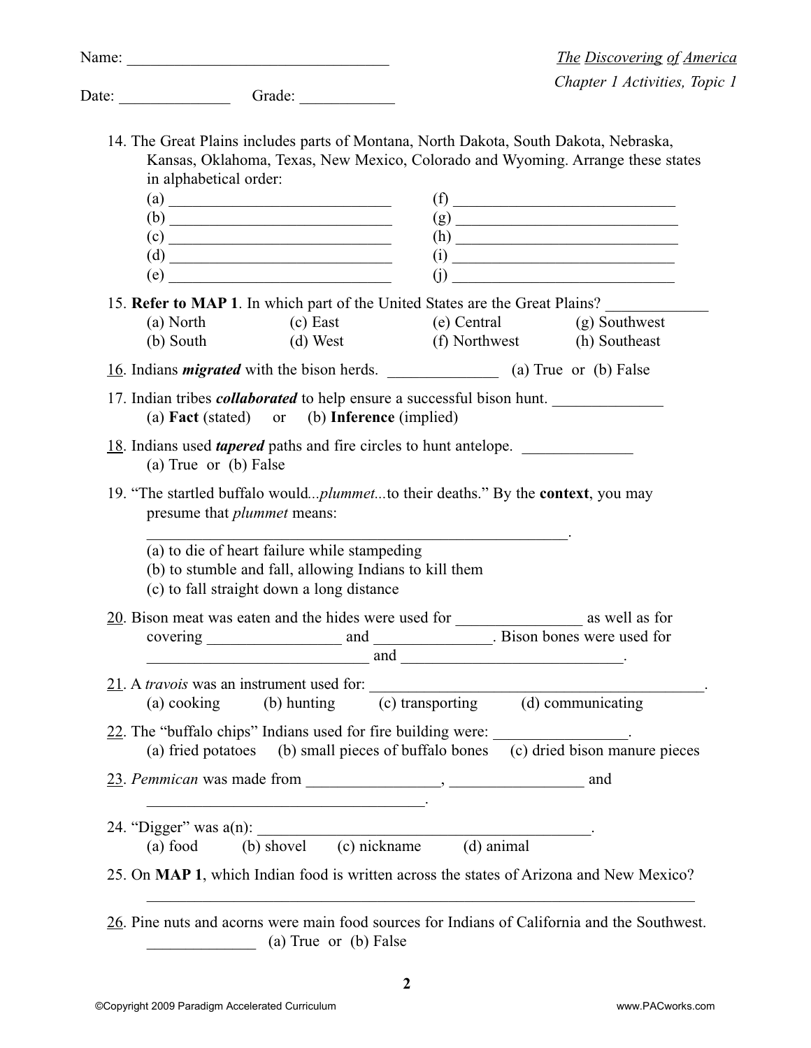Name: ________________________________

Date: ______________ Grade: ____________

*The Discovering of America*
*Chapter 1 Activities, Topic 1*

14. The Great Plains includes parts of Montana, North Dakota, South Dakota, Nebraska, Kansas, Oklahoma, Texas, New Mexico, Colorado and Wyoming. Arrange these states in alphabetical order:

    (a) ____________________________ (f) ____________________________
    (b) ____________________________ (g) ____________________________
    (c) ____________________________ (h) ____________________________
    (d) ____________________________ (i) ____________________________
    (e) ____________________________ (j) ____________________________

15. **Refer to MAP 1**. In which part of the United States are the Great Plains? ____________
    (a) North (b) South (c) East (d) West (e) Central (f) Northwest (g) Southwest (h) Southeast

16. Indians ***migrated*** with the bison herds. ______________ (a) True or (b) False

17. Indian tribes ***collaborated*** to help ensure a successful bison hunt. ______________
    (a) **Fact** (stated) or (b) **Inference** (implied)

18. Indians used ***tapered*** paths and fire circles to hunt antelope. ______________
    (a) True or (b) False

19. "The startled buffalo would*...plummet...*to their deaths." By the **context**, you may presume that *plummet* means:

    ______________________________________________________.

    (a) to die of heart failure while stampeding
    (b) to stumble and fall, allowing Indians to kill them
    (c) to fall straight down a long distance

20. Bison meat was eaten and the hides were used for _______________ as well as for covering ________________ and ______________. Bison bones were used for ____________________________ and ____________________________.

21. A *travois* was an instrument used for: __________________________________________.
    (a) cooking (b) hunting (c) transporting (d) communicating

22. The "buffalo chips" Indians used for fire building were: ________________.
    (a) fried potatoes (b) small pieces of buffalo bones (c) dried bison manure pieces

23. *Pemmican* was made from ________________, ________________ and ____________________________________.

24. "Digger" was a(n): __________________________________________.
    (a) food (b) shovel (c) nickname (d) animal

25. On **MAP 1**, which Indian food is written across the states of Arizona and New Mexico?

    ____________________________________________________________________

26. Pine nuts and acorns were main food sources for Indians of California and the Southwest.
    ______________ (a) True or (b) False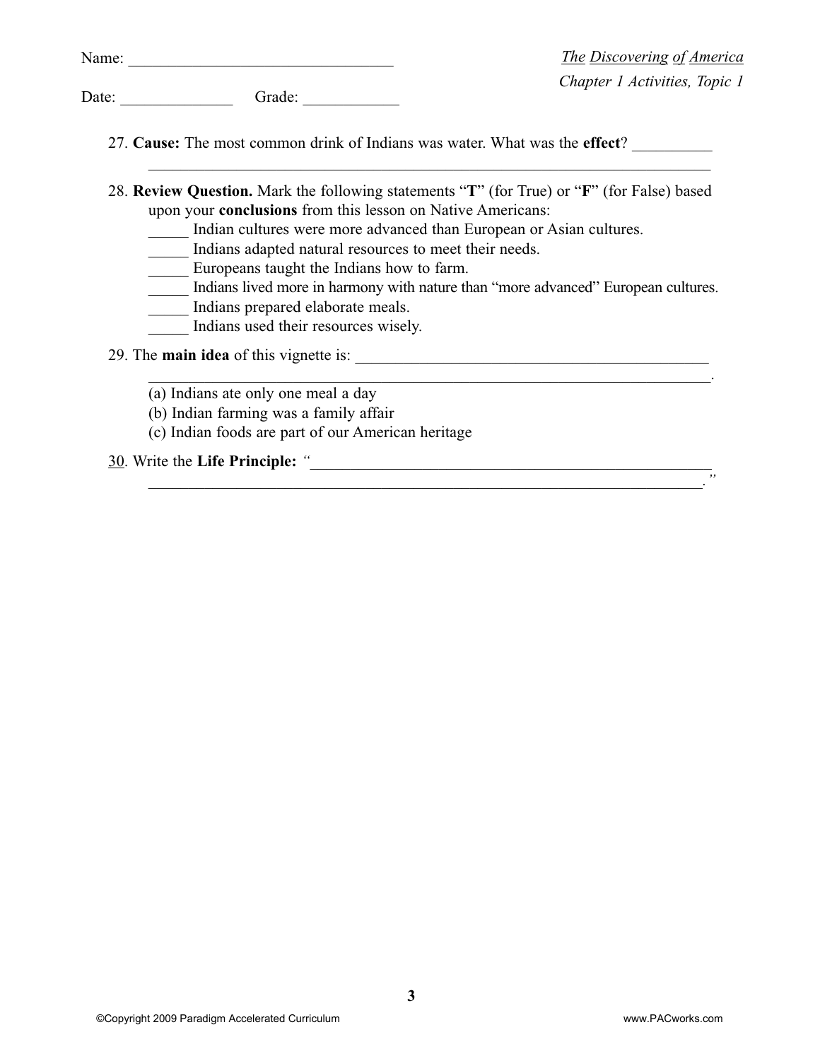Name: ________________________________

Date: ______________ Grade: ____________

*The Discovering of America*
*Chapter 1 Activities, Topic 1*

27. **Cause:** The most common drink of Indians was water. What was the **effect**? __________
_______________________________________________________________________

28. **Review Question.** Mark the following statements "**T**" (for True) or "**F**" (for False) based upon your **conclusions** from this lesson on Native Americans:
    - _____ Indian cultures were more advanced than European or Asian cultures.
    - _____ Indians adapted natural resources to meet their needs.
    - _____ Europeans taught the Indians how to farm.
    - _____ Indians lived more in harmony with nature than "more advanced" European cultures.
    - _____ Indians prepared elaborate meals.
    - _____ Indians used their resources wisely.

29. The **main idea** of this vignette is: _____________________________________________
_______________________________________________________________________.
    - (a) Indians ate only one meal a day
    - (b) Indian farming was a family affair
    - (c) Indian foods are part of our American heritage

30. Write the **Life Principle:** *"*_____________________________________________________
_______________________________________________________________________*."*

©Copyright 2009 Paradigm Accelerated Curriculum www.PACworks.com